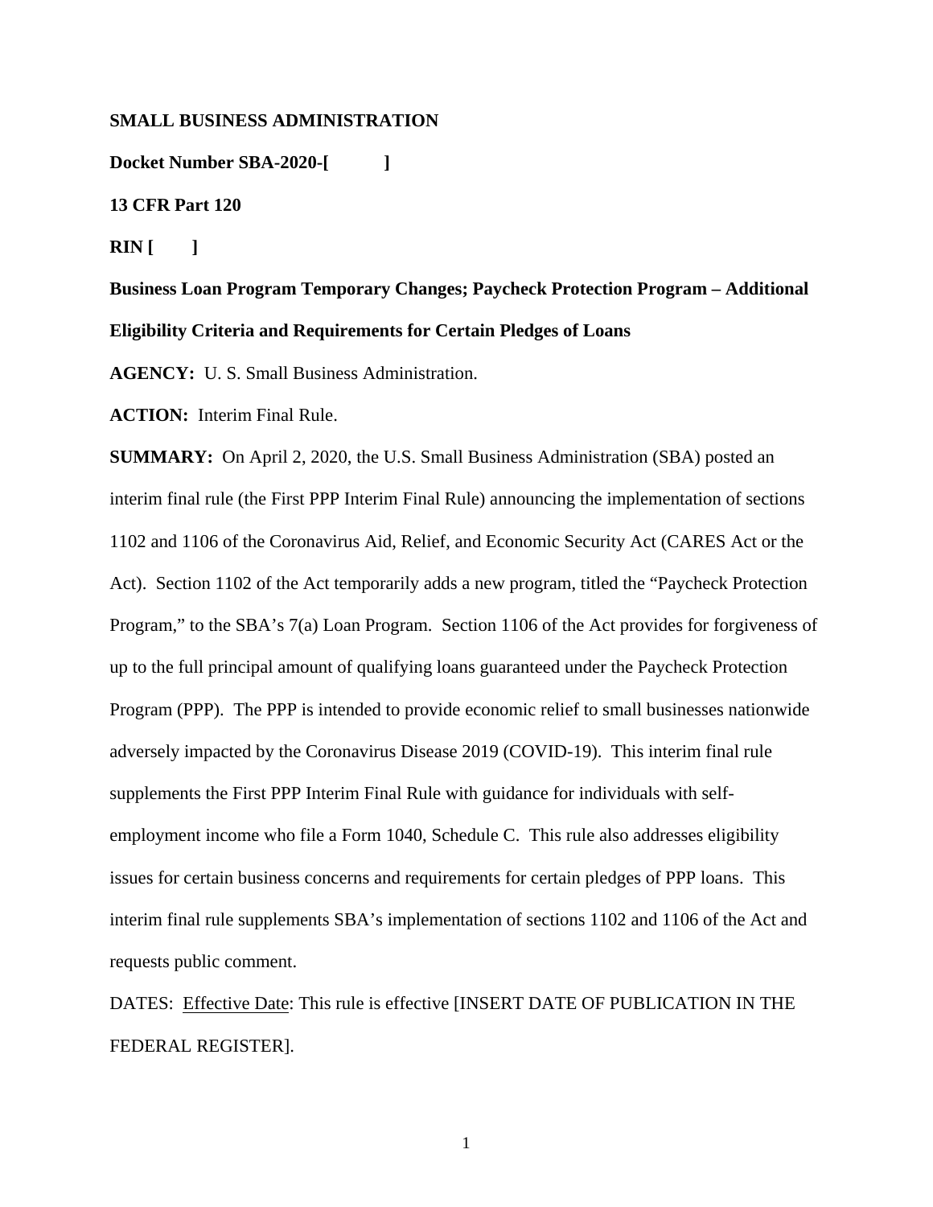**SMALL BUSINESS ADMINISTRATION**

**Docket Number SBA-2020-[ ]**

**13 CFR Part 120**

**RIN [ ]**

**Business Loan Program Temporary Changes; Paycheck Protection Program – Additional Eligibility Criteria and Requirements for Certain Pledges of Loans**

**AGENCY:** U. S. Small Business Administration.

**ACTION:** Interim Final Rule.

**SUMMARY:** On April 2, 2020, the U.S. Small Business Administration (SBA) posted an interim final rule (the First PPP Interim Final Rule) announcing the implementation of sections 1102 and 1106 of the Coronavirus Aid, Relief, and Economic Security Act (CARES Act or the Act). Section 1102 of the Act temporarily adds a new program, titled the "Paycheck Protection Program," to the SBA's 7(a) Loan Program. Section 1106 of the Act provides for forgiveness of up to the full principal amount of qualifying loans guaranteed under the Paycheck Protection Program (PPP). The PPP is intended to provide economic relief to small businesses nationwide adversely impacted by the Coronavirus Disease 2019 (COVID-19). This interim final rule supplements the First PPP Interim Final Rule with guidance for individuals with self-employment income who file a Form 1040, Schedule C. This rule also addresses eligibility issues for certain business concerns and requirements for certain pledges of PPP loans. This interim final rule supplements SBA's implementation of sections 1102 and 1106 of the Act and requests public comment.

DATES: Effective Date: This rule is effective [INSERT DATE OF PUBLICATION IN THE FEDERAL REGISTER].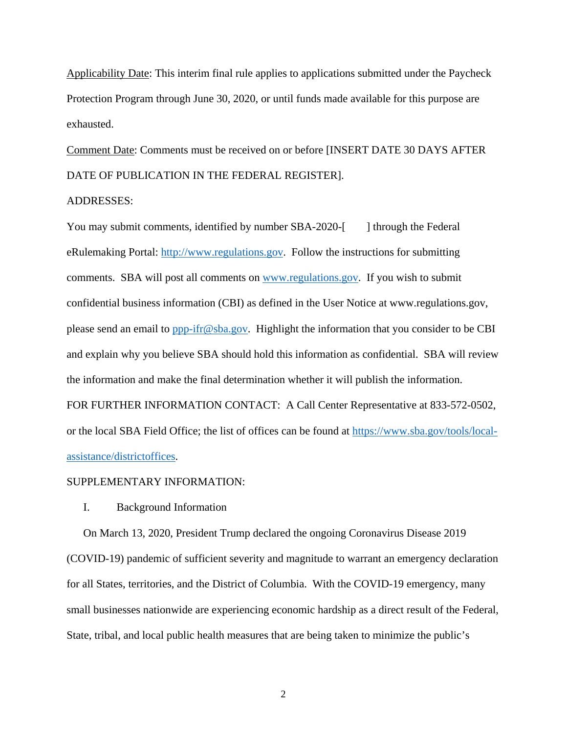Applicability Date: This interim final rule applies to applications submitted under the Paycheck Protection Program through June 30, 2020, or until funds made available for this purpose are exhausted.

Comment Date: Comments must be received on or before [INSERT DATE 30 DAYS AFTER DATE OF PUBLICATION IN THE FEDERAL REGISTER].

ADDRESSES:

You may submit comments, identified by number SBA-2020-[ ] through the Federal eRulemaking Portal: http://www.regulations.gov. Follow the instructions for submitting comments. SBA will post all comments on www.regulations.gov. If you wish to submit confidential business information (CBI) as defined in the User Notice at www.regulations.gov, please send an email to ppp-ifr@sba.gov. Highlight the information that you consider to be CBI and explain why you believe SBA should hold this information as confidential. SBA will review the information and make the final determination whether it will publish the information.

FOR FURTHER INFORMATION CONTACT: A Call Center Representative at 833-572-0502, or the local SBA Field Office; the list of offices can be found at https://www.sba.gov/tools/local-assistance/districtoffices.

SUPPLEMENTARY INFORMATION:

I. Background Information

On March 13, 2020, President Trump declared the ongoing Coronavirus Disease 2019 (COVID-19) pandemic of sufficient severity and magnitude to warrant an emergency declaration for all States, territories, and the District of Columbia. With the COVID-19 emergency, many small businesses nationwide are experiencing economic hardship as a direct result of the Federal, State, tribal, and local public health measures that are being taken to minimize the public's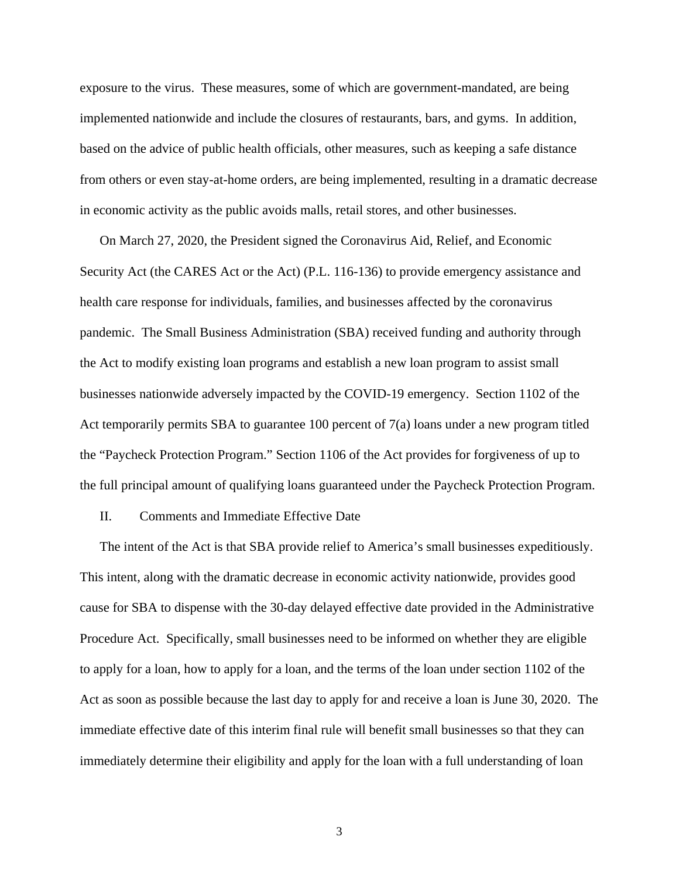exposure to the virus. These measures, some of which are government-mandated, are being implemented nationwide and include the closures of restaurants, bars, and gyms. In addition, based on the advice of public health officials, other measures, such as keeping a safe distance from others or even stay-at-home orders, are being implemented, resulting in a dramatic decrease in economic activity as the public avoids malls, retail stores, and other businesses.

On March 27, 2020, the President signed the Coronavirus Aid, Relief, and Economic Security Act (the CARES Act or the Act) (P.L. 116-136) to provide emergency assistance and health care response for individuals, families, and businesses affected by the coronavirus pandemic. The Small Business Administration (SBA) received funding and authority through the Act to modify existing loan programs and establish a new loan program to assist small businesses nationwide adversely impacted by the COVID-19 emergency. Section 1102 of the Act temporarily permits SBA to guarantee 100 percent of 7(a) loans under a new program titled the "Paycheck Protection Program." Section 1106 of the Act provides for forgiveness of up to the full principal amount of qualifying loans guaranteed under the Paycheck Protection Program.

## II. Comments and Immediate Effective Date

The intent of the Act is that SBA provide relief to America's small businesses expeditiously. This intent, along with the dramatic decrease in economic activity nationwide, provides good cause for SBA to dispense with the 30-day delayed effective date provided in the Administrative Procedure Act. Specifically, small businesses need to be informed on whether they are eligible to apply for a loan, how to apply for a loan, and the terms of the loan under section 1102 of the Act as soon as possible because the last day to apply for and receive a loan is June 30, 2020. The immediate effective date of this interim final rule will benefit small businesses so that they can immediately determine their eligibility and apply for the loan with a full understanding of loan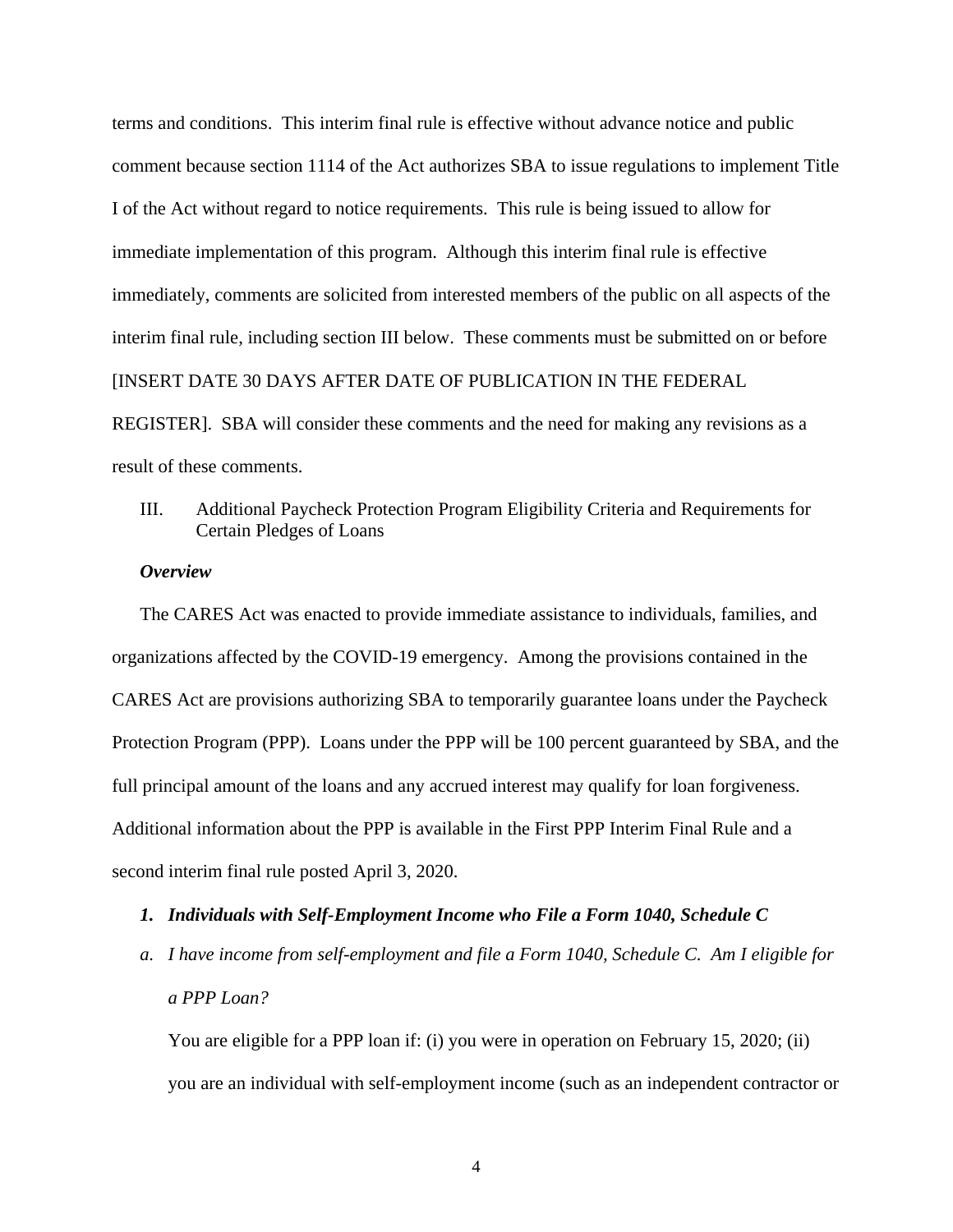terms and conditions. This interim final rule is effective without advance notice and public comment because section 1114 of the Act authorizes SBA to issue regulations to implement Title I of the Act without regard to notice requirements. This rule is being issued to allow for immediate implementation of this program. Although this interim final rule is effective immediately, comments are solicited from interested members of the public on all aspects of the interim final rule, including section III below. These comments must be submitted on or before [INSERT DATE 30 DAYS AFTER DATE OF PUBLICATION IN THE FEDERAL REGISTER]. SBA will consider these comments and the need for making any revisions as a result of these comments.

## III. Additional Paycheck Protection Program Eligibility Criteria and Requirements for Certain Pledges of Loans

***Overview***

The CARES Act was enacted to provide immediate assistance to individuals, families, and organizations affected by the COVID-19 emergency. Among the provisions contained in the CARES Act are provisions authorizing SBA to temporarily guarantee loans under the Paycheck Protection Program (PPP). Loans under the PPP will be 100 percent guaranteed by SBA, and the full principal amount of the loans and any accrued interest may qualify for loan forgiveness. Additional information about the PPP is available in the First PPP Interim Final Rule and a second interim final rule posted April 3, 2020.

***1. Individuals with Self-Employment Income who File a Form 1040, Schedule C***

*a. I have income from self-employment and file a Form 1040, Schedule C. Am I eligible for a PPP Loan?*

You are eligible for a PPP loan if: (i) you were in operation on February 15, 2020; (ii) you are an individual with self-employment income (such as an independent contractor or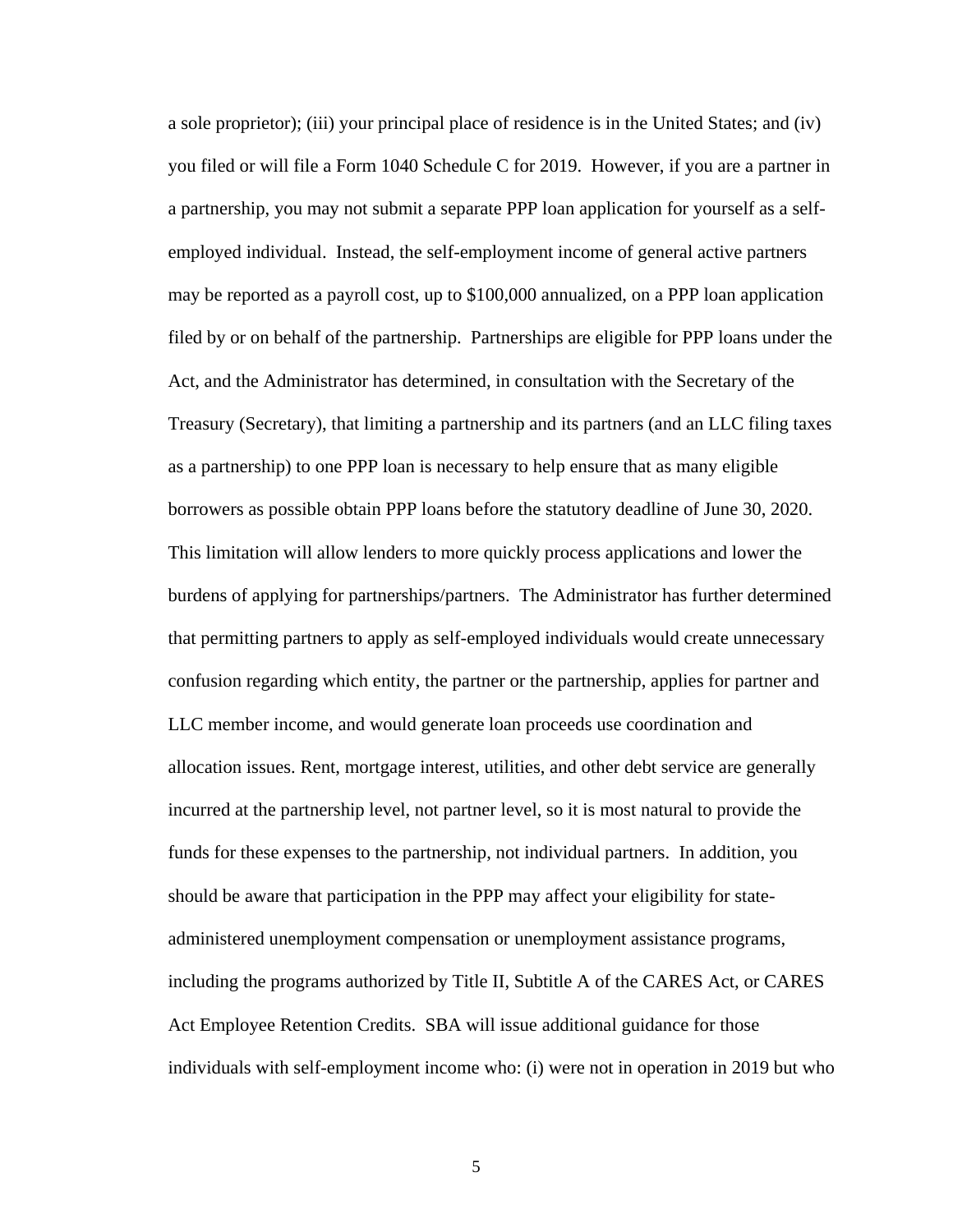a sole proprietor); (iii) your principal place of residence is in the United States; and (iv) you filed or will file a Form 1040 Schedule C for 2019. However, if you are a partner in a partnership, you may not submit a separate PPP loan application for yourself as a self-employed individual. Instead, the self-employment income of general active partners may be reported as a payroll cost, up to $100,000 annualized, on a PPP loan application filed by or on behalf of the partnership. Partnerships are eligible for PPP loans under the Act, and the Administrator has determined, in consultation with the Secretary of the Treasury (Secretary), that limiting a partnership and its partners (and an LLC filing taxes as a partnership) to one PPP loan is necessary to help ensure that as many eligible borrowers as possible obtain PPP loans before the statutory deadline of June 30, 2020. This limitation will allow lenders to more quickly process applications and lower the burdens of applying for partnerships/partners. The Administrator has further determined that permitting partners to apply as self-employed individuals would create unnecessary confusion regarding which entity, the partner or the partnership, applies for partner and LLC member income, and would generate loan proceeds use coordination and allocation issues. Rent, mortgage interest, utilities, and other debt service are generally incurred at the partnership level, not partner level, so it is most natural to provide the funds for these expenses to the partnership, not individual partners. In addition, you should be aware that participation in the PPP may affect your eligibility for state-administered unemployment compensation or unemployment assistance programs, including the programs authorized by Title II, Subtitle A of the CARES Act, or CARES Act Employee Retention Credits. SBA will issue additional guidance for those individuals with self-employment income who: (i) were not in operation in 2019 but who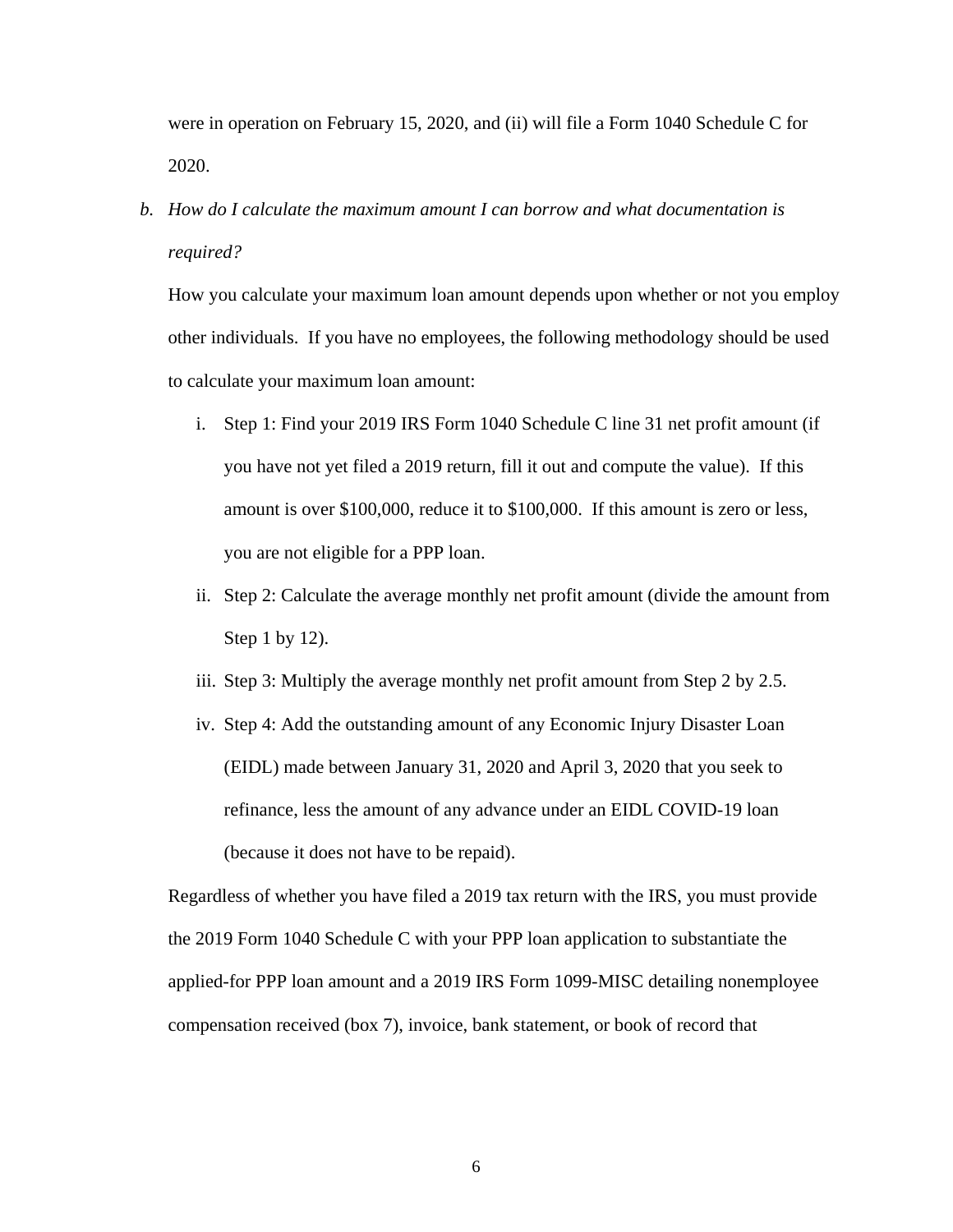were in operation on February 15, 2020, and (ii) will file a Form 1040 Schedule C for 2020.

b. *How do I calculate the maximum amount I can borrow and what documentation is required?*

How you calculate your maximum loan amount depends upon whether or not you employ other individuals. If you have no employees, the following methodology should be used to calculate your maximum loan amount:

i. Step 1: Find your 2019 IRS Form 1040 Schedule C line 31 net profit amount (if you have not yet filed a 2019 return, fill it out and compute the value). If this amount is over $100,000, reduce it to $100,000. If this amount is zero or less, you are not eligible for a PPP loan.

ii. Step 2: Calculate the average monthly net profit amount (divide the amount from Step 1 by 12).

iii. Step 3: Multiply the average monthly net profit amount from Step 2 by 2.5.

iv. Step 4: Add the outstanding amount of any Economic Injury Disaster Loan (EIDL) made between January 31, 2020 and April 3, 2020 that you seek to refinance, less the amount of any advance under an EIDL COVID-19 loan (because it does not have to be repaid).

Regardless of whether you have filed a 2019 tax return with the IRS, you must provide the 2019 Form 1040 Schedule C with your PPP loan application to substantiate the applied-for PPP loan amount and a 2019 IRS Form 1099-MISC detailing nonemployee compensation received (box 7), invoice, bank statement, or book of record that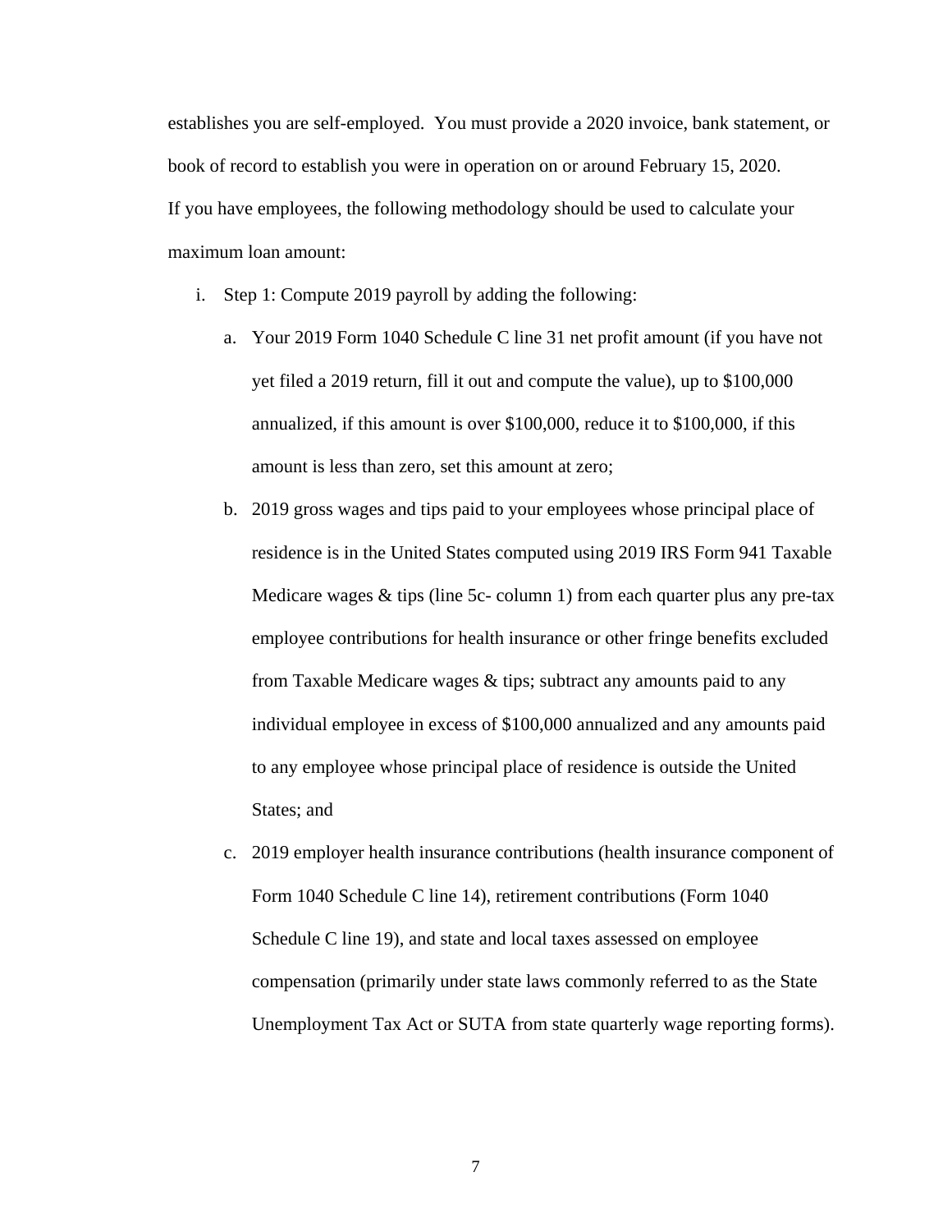establishes you are self-employed. You must provide a 2020 invoice, bank statement, or book of record to establish you were in operation on or around February 15, 2020.

If you have employees, the following methodology should be used to calculate your maximum loan amount:

i. Step 1: Compute 2019 payroll by adding the following:

   a. Your 2019 Form 1040 Schedule C line 31 net profit amount (if you have not yet filed a 2019 return, fill it out and compute the value), up to $100,000 annualized, if this amount is over $100,000, reduce it to $100,000, if this amount is less than zero, set this amount at zero;

   b. 2019 gross wages and tips paid to your employees whose principal place of residence is in the United States computed using 2019 IRS Form 941 Taxable Medicare wages & tips (line 5c- column 1) from each quarter plus any pre-tax employee contributions for health insurance or other fringe benefits excluded from Taxable Medicare wages & tips; subtract any amounts paid to any individual employee in excess of $100,000 annualized and any amounts paid to any employee whose principal place of residence is outside the United States; and

   c. 2019 employer health insurance contributions (health insurance component of Form 1040 Schedule C line 14), retirement contributions (Form 1040 Schedule C line 19), and state and local taxes assessed on employee compensation (primarily under state laws commonly referred to as the State Unemployment Tax Act or SUTA from state quarterly wage reporting forms).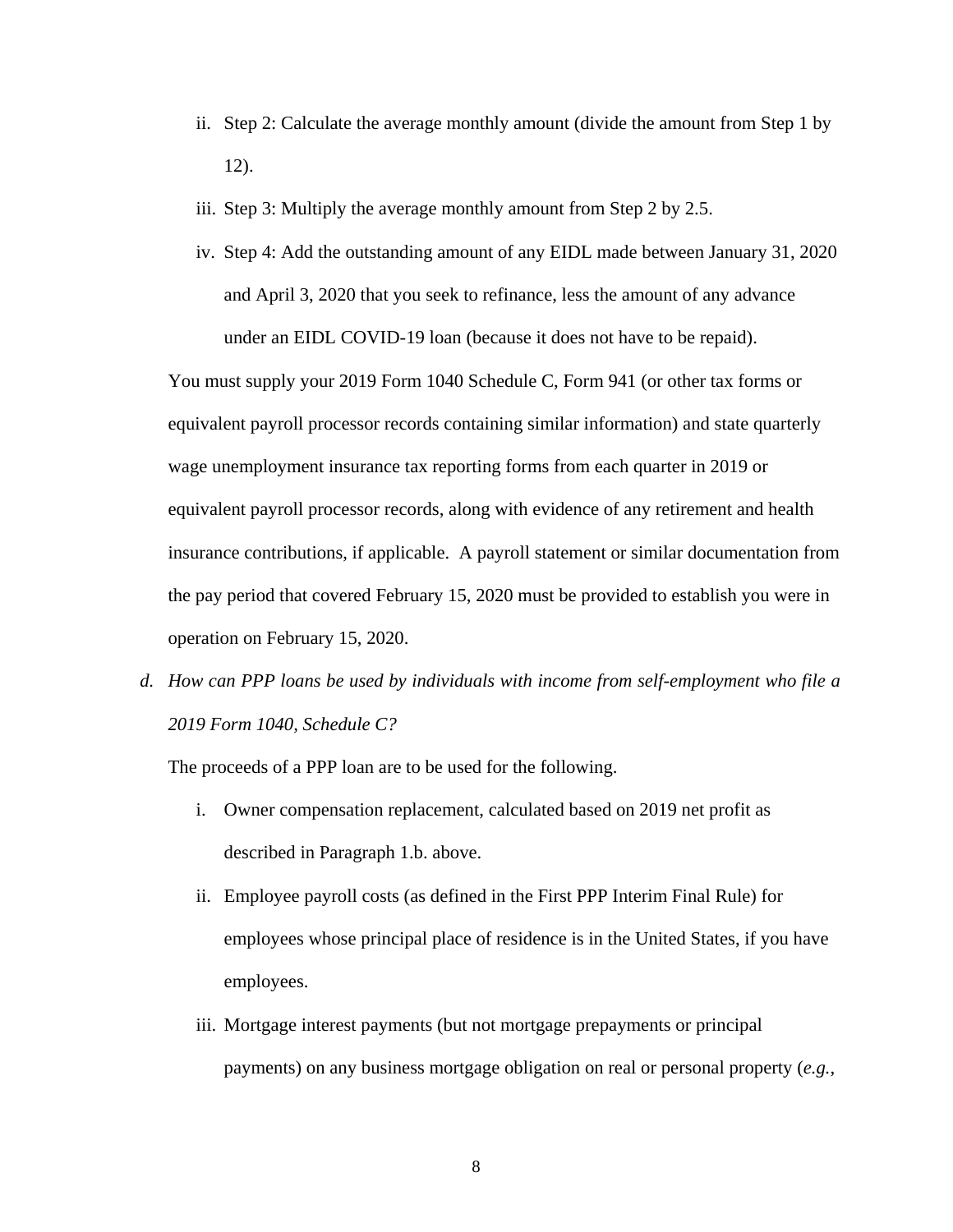ii. Step 2: Calculate the average monthly amount (divide the amount from Step 1 by 12).

iii. Step 3: Multiply the average monthly amount from Step 2 by 2.5.

iv. Step 4: Add the outstanding amount of any EIDL made between January 31, 2020 and April 3, 2020 that you seek to refinance, less the amount of any advance under an EIDL COVID-19 loan (because it does not have to be repaid).

You must supply your 2019 Form 1040 Schedule C, Form 941 (or other tax forms or equivalent payroll processor records containing similar information) and state quarterly wage unemployment insurance tax reporting forms from each quarter in 2019 or equivalent payroll processor records, along with evidence of any retirement and health insurance contributions, if applicable. A payroll statement or similar documentation from the pay period that covered February 15, 2020 must be provided to establish you were in operation on February 15, 2020.

d. *How can PPP loans be used by individuals with income from self-employment who file a 2019 Form 1040, Schedule C?*

The proceeds of a PPP loan are to be used for the following.

i. Owner compensation replacement, calculated based on 2019 net profit as described in Paragraph 1.b. above.

ii. Employee payroll costs (as defined in the First PPP Interim Final Rule) for employees whose principal place of residence is in the United States, if you have employees.

iii. Mortgage interest payments (but not mortgage prepayments or principal payments) on any business mortgage obligation on real or personal property (*e.g.*,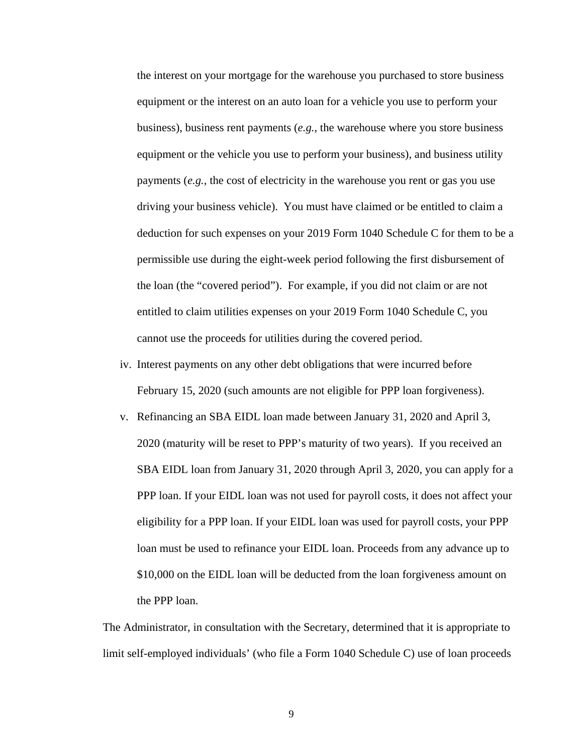the interest on your mortgage for the warehouse you purchased to store business equipment or the interest on an auto loan for a vehicle you use to perform your business), business rent payments (*e.g.*, the warehouse where you store business equipment or the vehicle you use to perform your business), and business utility payments (*e.g.*, the cost of electricity in the warehouse you rent or gas you use driving your business vehicle). You must have claimed or be entitled to claim a deduction for such expenses on your 2019 Form 1040 Schedule C for them to be a permissible use during the eight-week period following the first disbursement of the loan (the "covered period"). For example, if you did not claim or are not entitled to claim utilities expenses on your 2019 Form 1040 Schedule C, you cannot use the proceeds for utilities during the covered period.

iv. Interest payments on any other debt obligations that were incurred before February 15, 2020 (such amounts are not eligible for PPP loan forgiveness).

v. Refinancing an SBA EIDL loan made between January 31, 2020 and April 3, 2020 (maturity will be reset to PPP's maturity of two years). If you received an SBA EIDL loan from January 31, 2020 through April 3, 2020, you can apply for a PPP loan. If your EIDL loan was not used for payroll costs, it does not affect your eligibility for a PPP loan. If your EIDL loan was used for payroll costs, your PPP loan must be used to refinance your EIDL loan. Proceeds from any advance up to $10,000 on the EIDL loan will be deducted from the loan forgiveness amount on the PPP loan.

The Administrator, in consultation with the Secretary, determined that it is appropriate to limit self-employed individuals' (who file a Form 1040 Schedule C) use of loan proceeds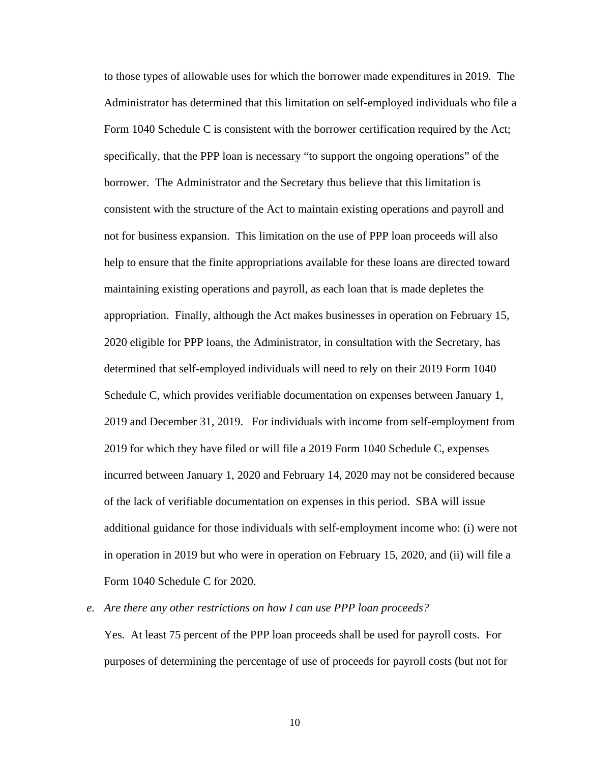to those types of allowable uses for which the borrower made expenditures in 2019. The Administrator has determined that this limitation on self-employed individuals who file a Form 1040 Schedule C is consistent with the borrower certification required by the Act; specifically, that the PPP loan is necessary "to support the ongoing operations" of the borrower. The Administrator and the Secretary thus believe that this limitation is consistent with the structure of the Act to maintain existing operations and payroll and not for business expansion. This limitation on the use of PPP loan proceeds will also help to ensure that the finite appropriations available for these loans are directed toward maintaining existing operations and payroll, as each loan that is made depletes the appropriation. Finally, although the Act makes businesses in operation on February 15, 2020 eligible for PPP loans, the Administrator, in consultation with the Secretary, has determined that self-employed individuals will need to rely on their 2019 Form 1040 Schedule C, which provides verifiable documentation on expenses between January 1, 2019 and December 31, 2019. For individuals with income from self-employment from 2019 for which they have filed or will file a 2019 Form 1040 Schedule C, expenses incurred between January 1, 2020 and February 14, 2020 may not be considered because of the lack of verifiable documentation on expenses in this period. SBA will issue additional guidance for those individuals with self-employment income who: (i) were not in operation in 2019 but who were in operation on February 15, 2020, and (ii) will file a Form 1040 Schedule C for 2020.

e. *Are there any other restrictions on how I can use PPP loan proceeds?*

Yes. At least 75 percent of the PPP loan proceeds shall be used for payroll costs. For purposes of determining the percentage of use of proceeds for payroll costs (but not for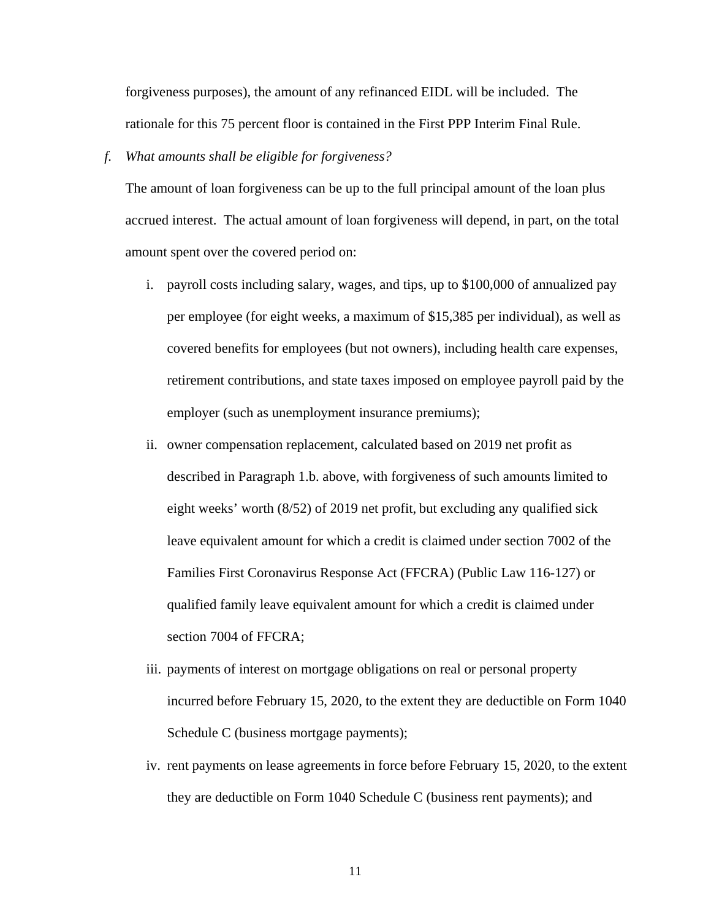forgiveness purposes), the amount of any refinanced EIDL will be included. The rationale for this 75 percent floor is contained in the First PPP Interim Final Rule.

f. *What amounts shall be eligible for forgiveness?*

The amount of loan forgiveness can be up to the full principal amount of the loan plus accrued interest. The actual amount of loan forgiveness will depend, in part, on the total amount spent over the covered period on:

i. payroll costs including salary, wages, and tips, up to $100,000 of annualized pay per employee (for eight weeks, a maximum of $15,385 per individual), as well as covered benefits for employees (but not owners), including health care expenses, retirement contributions, and state taxes imposed on employee payroll paid by the employer (such as unemployment insurance premiums);

ii. owner compensation replacement, calculated based on 2019 net profit as described in Paragraph 1.b. above, with forgiveness of such amounts limited to eight weeks' worth (8/52) of 2019 net profit, but excluding any qualified sick leave equivalent amount for which a credit is claimed under section 7002 of the Families First Coronavirus Response Act (FFCRA) (Public Law 116-127) or qualified family leave equivalent amount for which a credit is claimed under section 7004 of FFCRA;

iii. payments of interest on mortgage obligations on real or personal property incurred before February 15, 2020, to the extent they are deductible on Form 1040 Schedule C (business mortgage payments);

iv. rent payments on lease agreements in force before February 15, 2020, to the extent they are deductible on Form 1040 Schedule C (business rent payments); and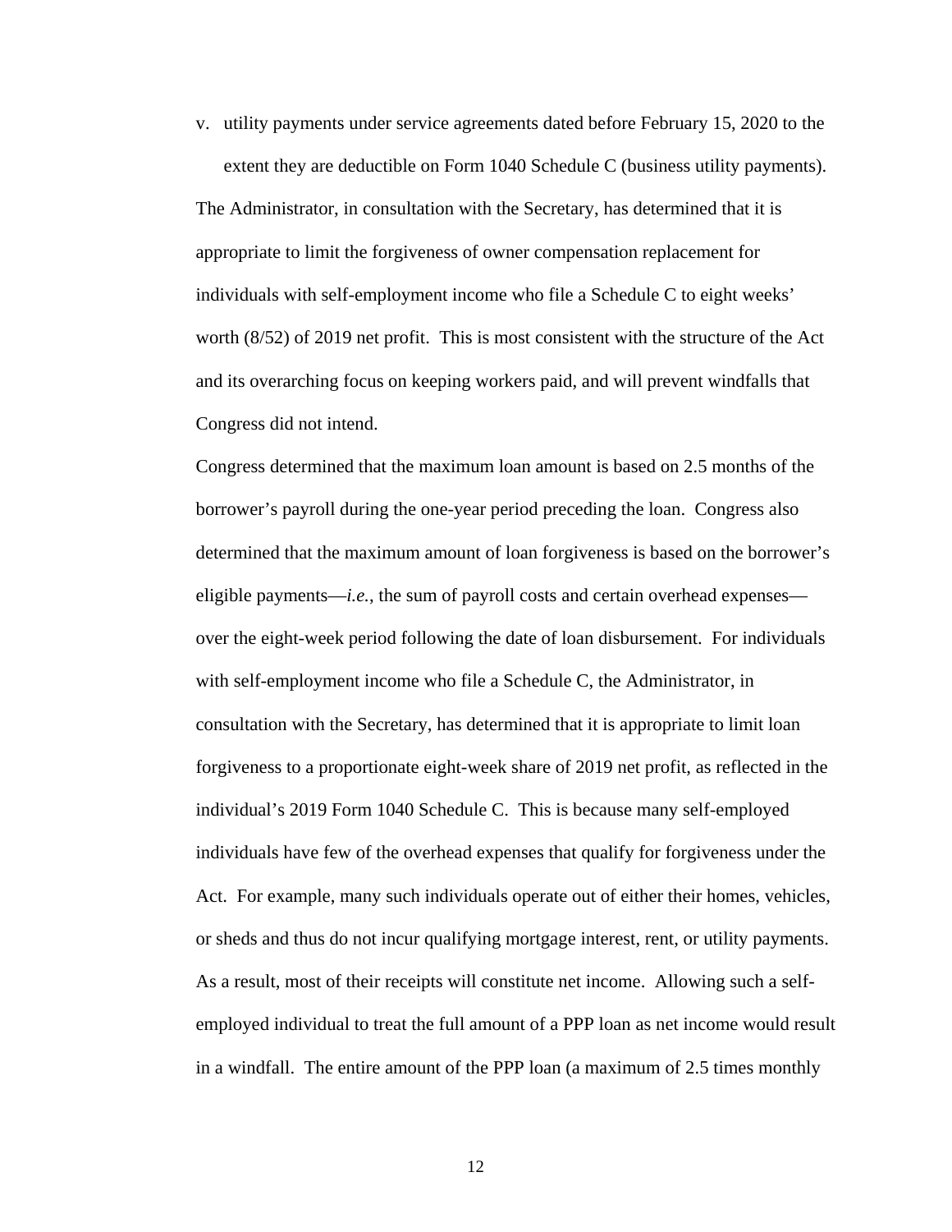v. utility payments under service agreements dated before February 15, 2020 to the extent they are deductible on Form 1040 Schedule C (business utility payments).

The Administrator, in consultation with the Secretary, has determined that it is appropriate to limit the forgiveness of owner compensation replacement for individuals with self-employment income who file a Schedule C to eight weeks' worth (8/52) of 2019 net profit. This is most consistent with the structure of the Act and its overarching focus on keeping workers paid, and will prevent windfalls that Congress did not intend.

Congress determined that the maximum loan amount is based on 2.5 months of the borrower's payroll during the one-year period preceding the loan. Congress also determined that the maximum amount of loan forgiveness is based on the borrower's eligible payments—*i.e.*, the sum of payroll costs and certain overhead expenses—over the eight-week period following the date of loan disbursement. For individuals with self-employment income who file a Schedule C, the Administrator, in consultation with the Secretary, has determined that it is appropriate to limit loan forgiveness to a proportionate eight-week share of 2019 net profit, as reflected in the individual's 2019 Form 1040 Schedule C. This is because many self-employed individuals have few of the overhead expenses that qualify for forgiveness under the Act. For example, many such individuals operate out of either their homes, vehicles, or sheds and thus do not incur qualifying mortgage interest, rent, or utility payments. As a result, most of their receipts will constitute net income. Allowing such a self-employed individual to treat the full amount of a PPP loan as net income would result in a windfall. The entire amount of the PPP loan (a maximum of 2.5 times monthly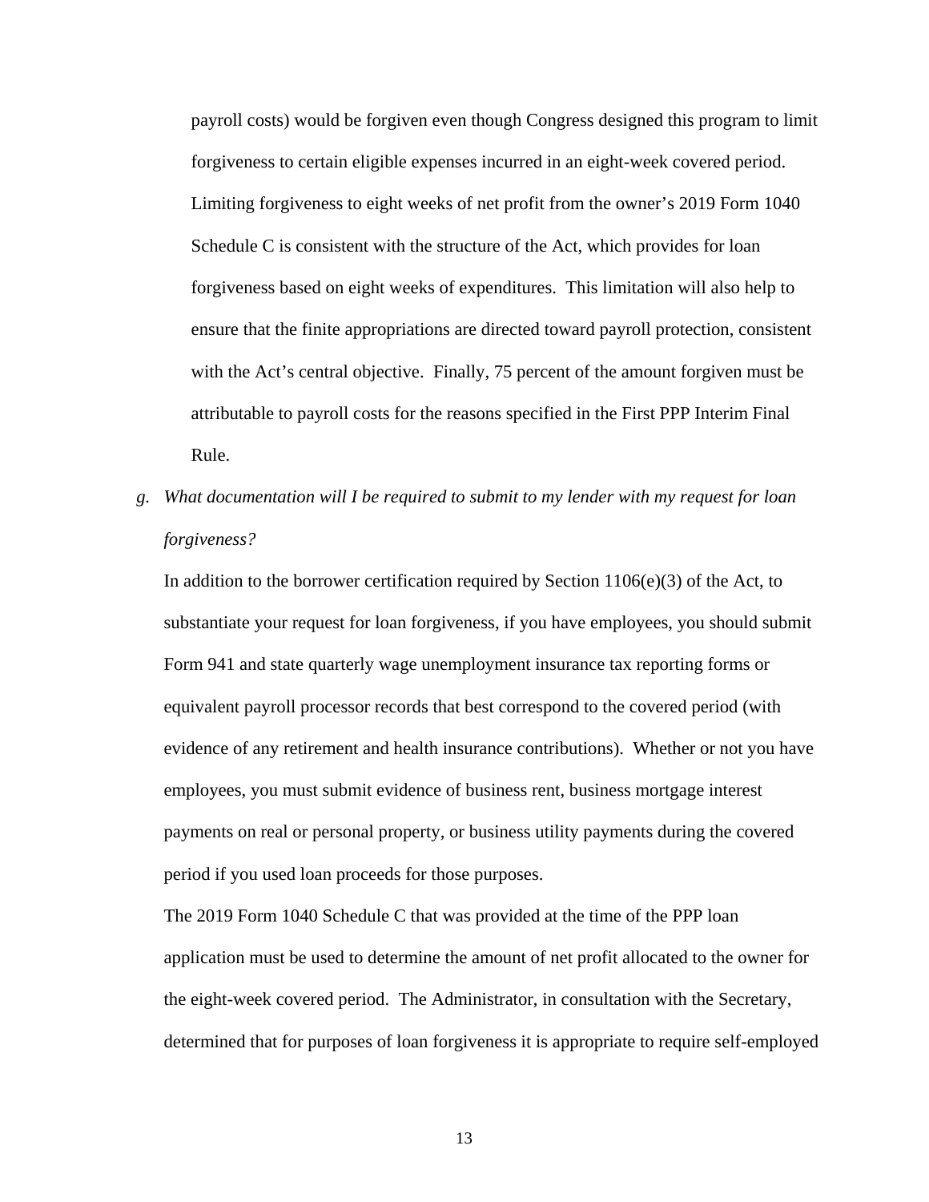payroll costs) would be forgiven even though Congress designed this program to limit forgiveness to certain eligible expenses incurred in an eight-week covered period. Limiting forgiveness to eight weeks of net profit from the owner's 2019 Form 1040 Schedule C is consistent with the structure of the Act, which provides for loan forgiveness based on eight weeks of expenditures. This limitation will also help to ensure that the finite appropriations are directed toward payroll protection, consistent with the Act's central objective. Finally, 75 percent of the amount forgiven must be attributable to payroll costs for the reasons specified in the First PPP Interim Final Rule.

g. *What documentation will I be required to submit to my lender with my request for loan forgiveness?*

In addition to the borrower certification required by Section 1106(e)(3) of the Act, to substantiate your request for loan forgiveness, if you have employees, you should submit Form 941 and state quarterly wage unemployment insurance tax reporting forms or equivalent payroll processor records that best correspond to the covered period (with evidence of any retirement and health insurance contributions). Whether or not you have employees, you must submit evidence of business rent, business mortgage interest payments on real or personal property, or business utility payments during the covered period if you used loan proceeds for those purposes.

The 2019 Form 1040 Schedule C that was provided at the time of the PPP loan application must be used to determine the amount of net profit allocated to the owner for the eight-week covered period. The Administrator, in consultation with the Secretary, determined that for purposes of loan forgiveness it is appropriate to require self-employed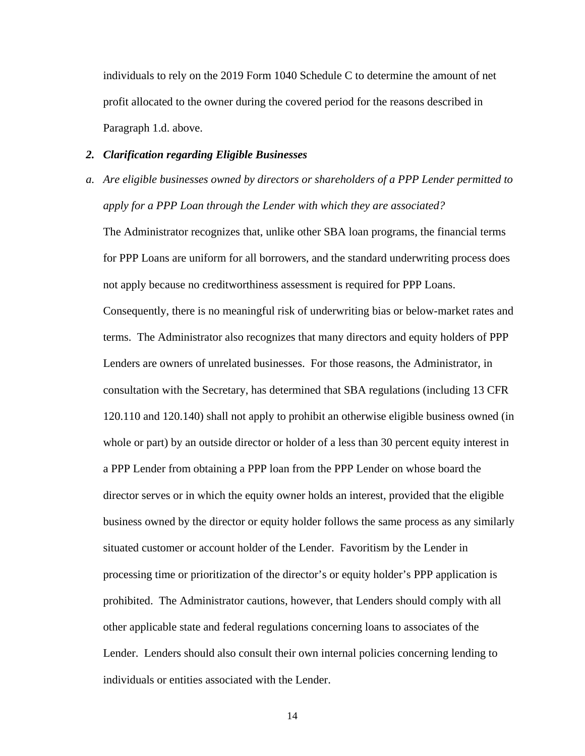individuals to rely on the 2019 Form 1040 Schedule C to determine the amount of net profit allocated to the owner during the covered period for the reasons described in Paragraph 1.d. above.

## *2. Clarification regarding Eligible Businesses*

*a. Are eligible businesses owned by directors or shareholders of a PPP Lender permitted to apply for a PPP Loan through the Lender with which they are associated?*

The Administrator recognizes that, unlike other SBA loan programs, the financial terms for PPP Loans are uniform for all borrowers, and the standard underwriting process does not apply because no creditworthiness assessment is required for PPP Loans. Consequently, there is no meaningful risk of underwriting bias or below-market rates and terms. The Administrator also recognizes that many directors and equity holders of PPP Lenders are owners of unrelated businesses. For those reasons, the Administrator, in consultation with the Secretary, has determined that SBA regulations (including 13 CFR 120.110 and 120.140) shall not apply to prohibit an otherwise eligible business owned (in whole or part) by an outside director or holder of a less than 30 percent equity interest in a PPP Lender from obtaining a PPP loan from the PPP Lender on whose board the director serves or in which the equity owner holds an interest, provided that the eligible business owned by the director or equity holder follows the same process as any similarly situated customer or account holder of the Lender. Favoritism by the Lender in processing time or prioritization of the director's or equity holder's PPP application is prohibited. The Administrator cautions, however, that Lenders should comply with all other applicable state and federal regulations concerning loans to associates of the Lender. Lenders should also consult their own internal policies concerning lending to individuals or entities associated with the Lender.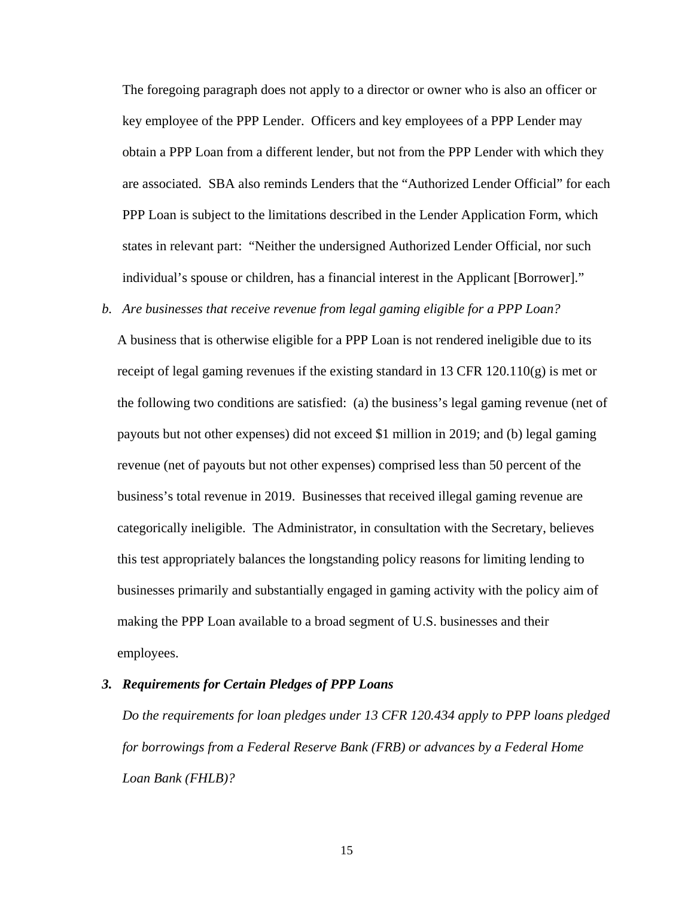The foregoing paragraph does not apply to a director or owner who is also an officer or key employee of the PPP Lender. Officers and key employees of a PPP Lender may obtain a PPP Loan from a different lender, but not from the PPP Lender with which they are associated. SBA also reminds Lenders that the "Authorized Lender Official" for each PPP Loan is subject to the limitations described in the Lender Application Form, which states in relevant part: "Neither the undersigned Authorized Lender Official, nor such individual's spouse or children, has a financial interest in the Applicant [Borrower]."

*b. Are businesses that receive revenue from legal gaming eligible for a PPP Loan?*

A business that is otherwise eligible for a PPP Loan is not rendered ineligible due to its receipt of legal gaming revenues if the existing standard in 13 CFR 120.110(g) is met or the following two conditions are satisfied: (a) the business's legal gaming revenue (net of payouts but not other expenses) did not exceed $1 million in 2019; and (b) legal gaming revenue (net of payouts but not other expenses) comprised less than 50 percent of the business's total revenue in 2019. Businesses that received illegal gaming revenue are categorically ineligible. The Administrator, in consultation with the Secretary, believes this test appropriately balances the longstanding policy reasons for limiting lending to businesses primarily and substantially engaged in gaming activity with the policy aim of making the PPP Loan available to a broad segment of U.S. businesses and their employees.

### *3. Requirements for Certain Pledges of PPP Loans*

*Do the requirements for loan pledges under 13 CFR 120.434 apply to PPP loans pledged for borrowings from a Federal Reserve Bank (FRB) or advances by a Federal Home Loan Bank (FHLB)?*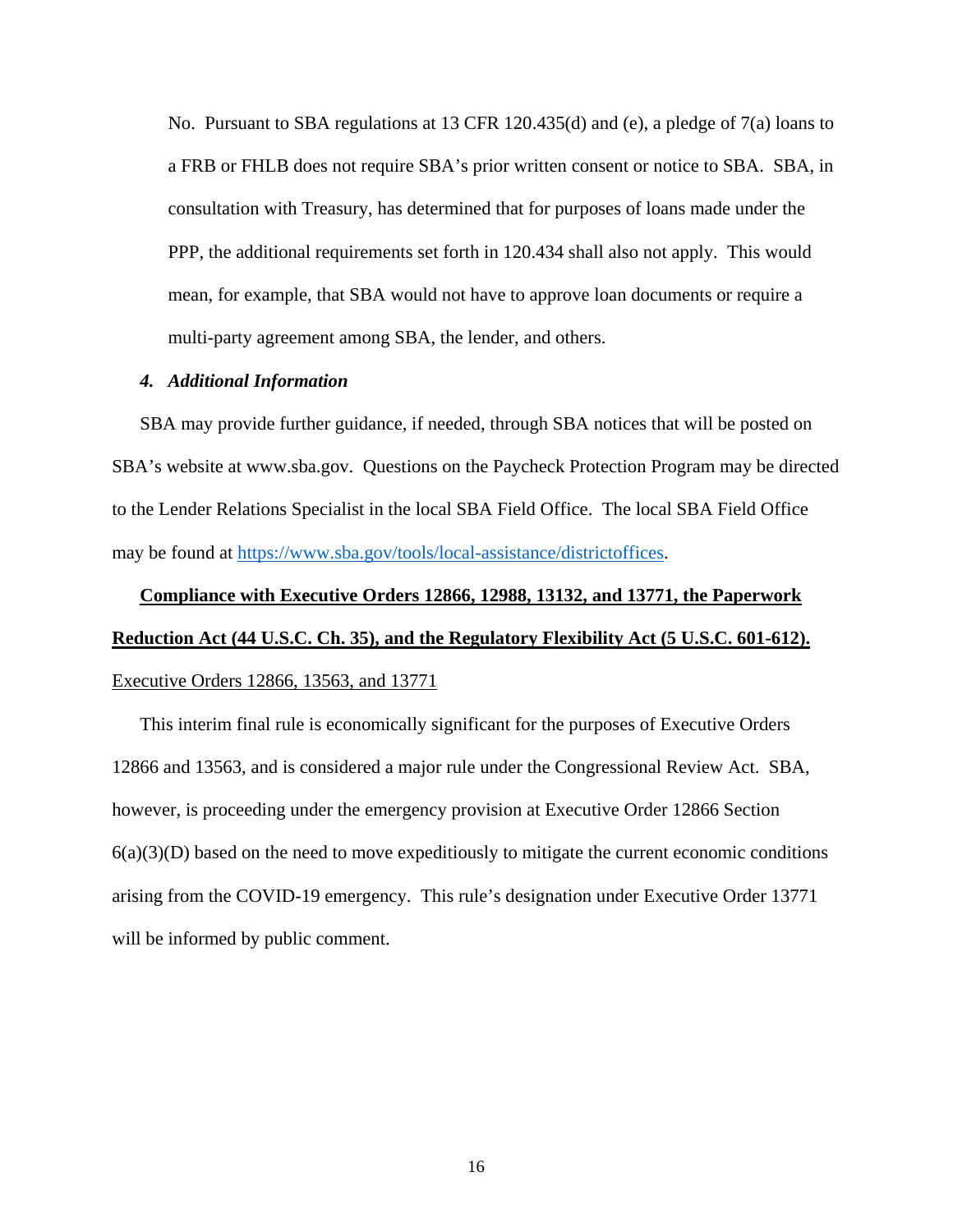No. Pursuant to SBA regulations at 13 CFR 120.435(d) and (e), a pledge of 7(a) loans to a FRB or FHLB does not require SBA's prior written consent or notice to SBA. SBA, in consultation with Treasury, has determined that for purposes of loans made under the PPP, the additional requirements set forth in 120.434 shall also not apply. This would mean, for example, that SBA would not have to approve loan documents or require a multi-party agreement among SBA, the lender, and others.

### ***4. Additional Information***

SBA may provide further guidance, if needed, through SBA notices that will be posted on SBA's website at www.sba.gov. Questions on the Paycheck Protection Program may be directed to the Lender Relations Specialist in the local SBA Field Office. The local SBA Field Office may be found at https://www.sba.gov/tools/local-assistance/districtoffices.

## **Compliance with Executive Orders 12866, 12988, 13132, and 13771, the Paperwork Reduction Act (44 U.S.C. Ch. 35), and the Regulatory Flexibility Act (5 U.S.C. 601-612).**

Executive Orders 12866, 13563, and 13771

This interim final rule is economically significant for the purposes of Executive Orders 12866 and 13563, and is considered a major rule under the Congressional Review Act. SBA, however, is proceeding under the emergency provision at Executive Order 12866 Section 6(a)(3)(D) based on the need to move expeditiously to mitigate the current economic conditions arising from the COVID-19 emergency. This rule's designation under Executive Order 13771 will be informed by public comment.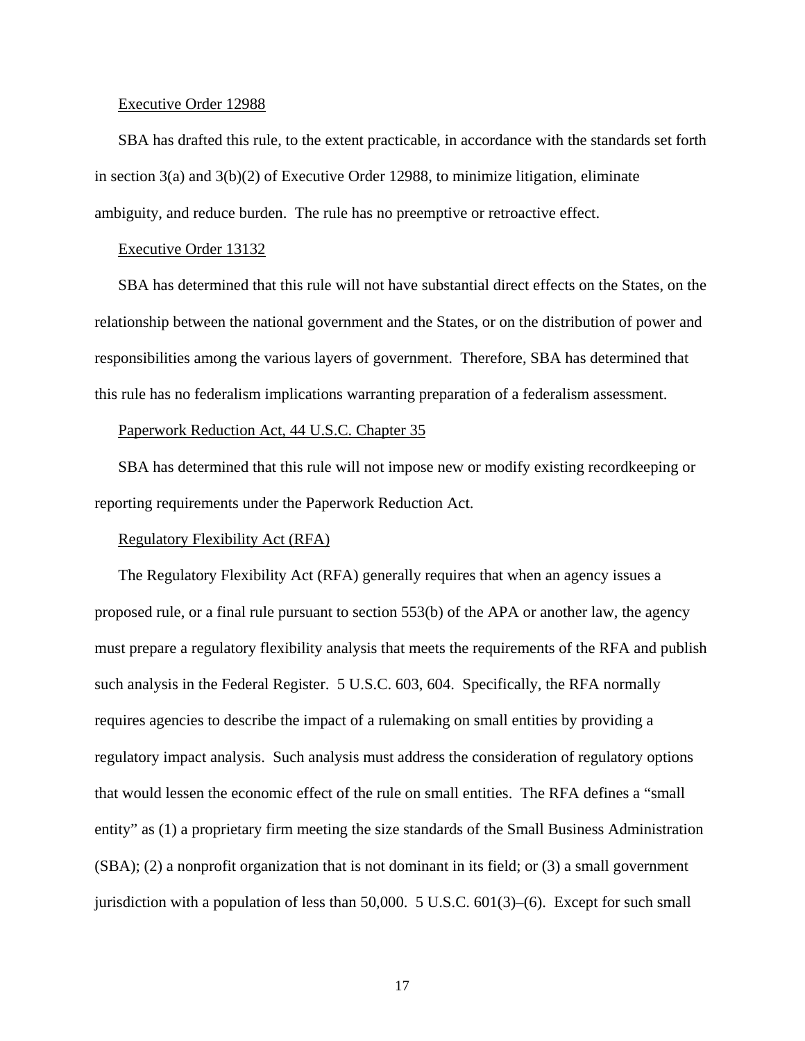Executive Order 12988

SBA has drafted this rule, to the extent practicable, in accordance with the standards set forth in section 3(a) and 3(b)(2) of Executive Order 12988, to minimize litigation, eliminate ambiguity, and reduce burden. The rule has no preemptive or retroactive effect.

Executive Order 13132

SBA has determined that this rule will not have substantial direct effects on the States, on the relationship between the national government and the States, or on the distribution of power and responsibilities among the various layers of government. Therefore, SBA has determined that this rule has no federalism implications warranting preparation of a federalism assessment.

Paperwork Reduction Act, 44 U.S.C. Chapter 35

SBA has determined that this rule will not impose new or modify existing recordkeeping or reporting requirements under the Paperwork Reduction Act.

Regulatory Flexibility Act (RFA)

The Regulatory Flexibility Act (RFA) generally requires that when an agency issues a proposed rule, or a final rule pursuant to section 553(b) of the APA or another law, the agency must prepare a regulatory flexibility analysis that meets the requirements of the RFA and publish such analysis in the Federal Register. 5 U.S.C. 603, 604. Specifically, the RFA normally requires agencies to describe the impact of a rulemaking on small entities by providing a regulatory impact analysis. Such analysis must address the consideration of regulatory options that would lessen the economic effect of the rule on small entities. The RFA defines a "small entity" as (1) a proprietary firm meeting the size standards of the Small Business Administration (SBA); (2) a nonprofit organization that is not dominant in its field; or (3) a small government jurisdiction with a population of less than 50,000. 5 U.S.C. 601(3)–(6). Except for such small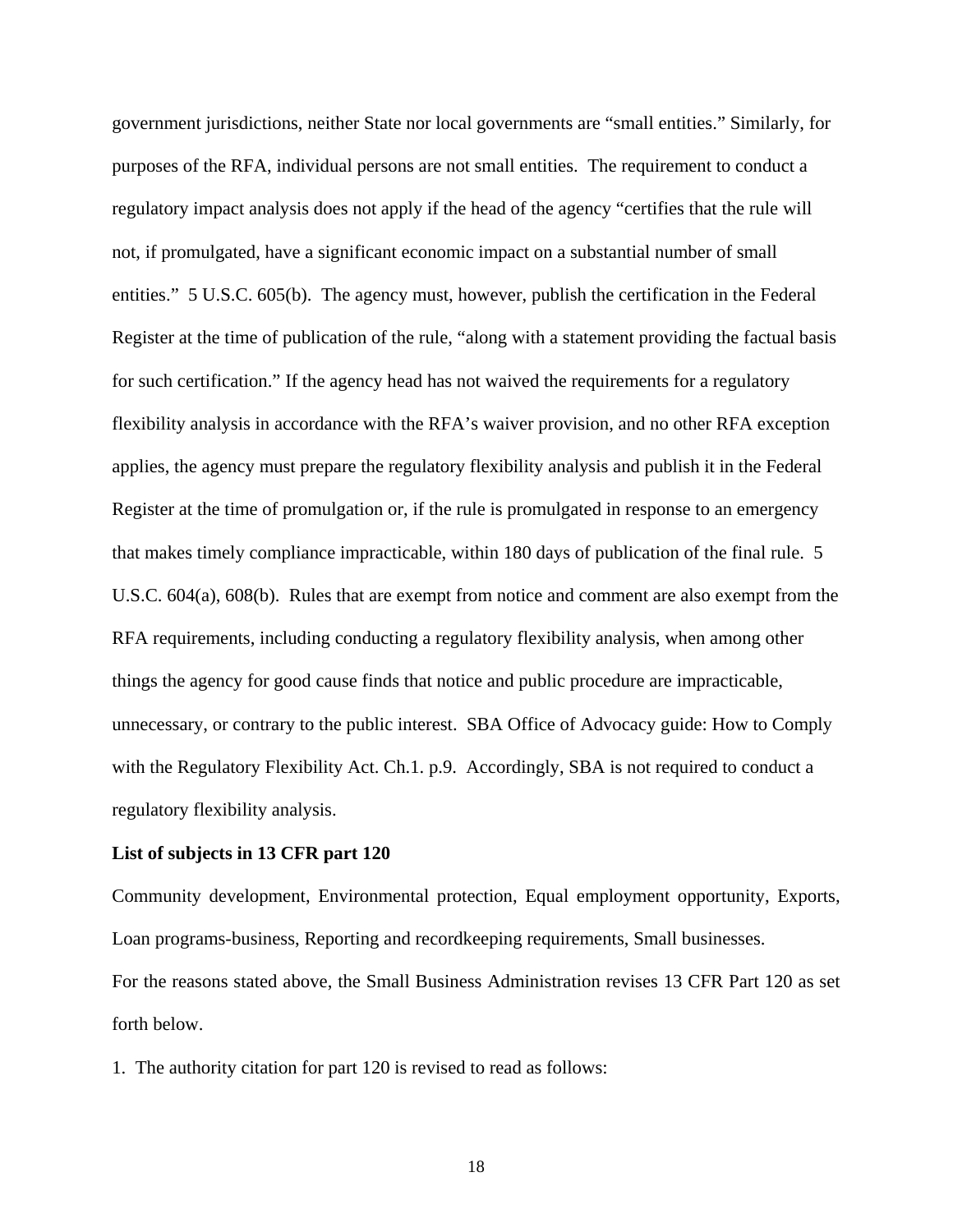government jurisdictions, neither State nor local governments are "small entities." Similarly, for purposes of the RFA, individual persons are not small entities. The requirement to conduct a regulatory impact analysis does not apply if the head of the agency "certifies that the rule will not, if promulgated, have a significant economic impact on a substantial number of small entities." 5 U.S.C. 605(b). The agency must, however, publish the certification in the Federal Register at the time of publication of the rule, "along with a statement providing the factual basis for such certification." If the agency head has not waived the requirements for a regulatory flexibility analysis in accordance with the RFA's waiver provision, and no other RFA exception applies, the agency must prepare the regulatory flexibility analysis and publish it in the Federal Register at the time of promulgation or, if the rule is promulgated in response to an emergency that makes timely compliance impracticable, within 180 days of publication of the final rule. 5 U.S.C. 604(a), 608(b). Rules that are exempt from notice and comment are also exempt from the RFA requirements, including conducting a regulatory flexibility analysis, when among other things the agency for good cause finds that notice and public procedure are impracticable, unnecessary, or contrary to the public interest. SBA Office of Advocacy guide: How to Comply with the Regulatory Flexibility Act. Ch.1. p.9. Accordingly, SBA is not required to conduct a regulatory flexibility analysis.

**List of subjects in 13 CFR part 120**

Community development, Environmental protection, Equal employment opportunity, Exports, Loan programs-business, Reporting and recordkeeping requirements, Small businesses.

For the reasons stated above, the Small Business Administration revises 13 CFR Part 120 as set forth below.

1. The authority citation for part 120 is revised to read as follows: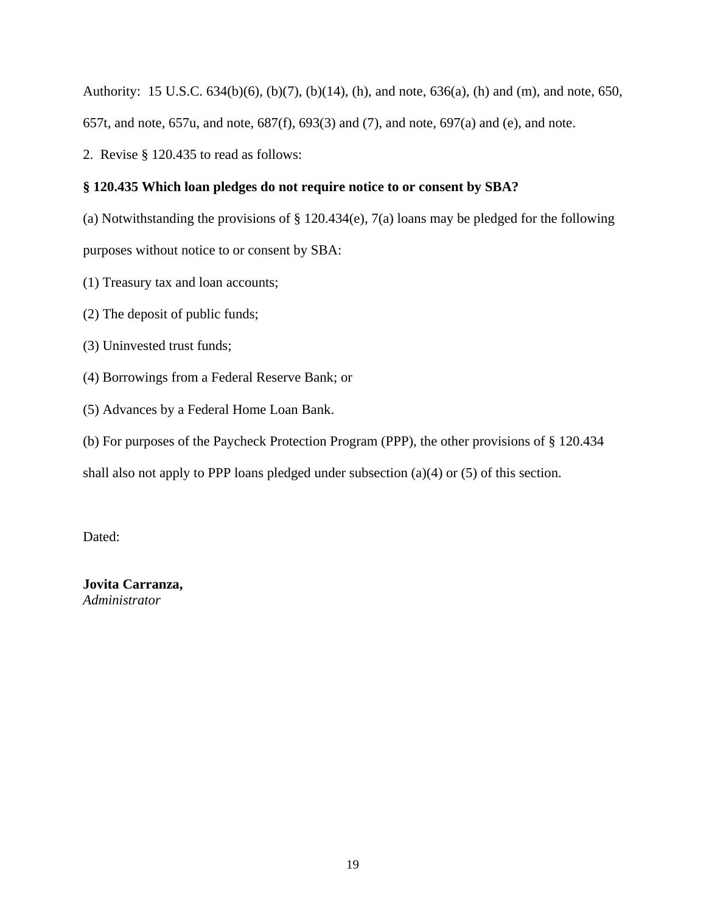Authority: 15 U.S.C. 634(b)(6), (b)(7), (b)(14), (h), and note, 636(a), (h) and (m), and note, 650, 657t, and note, 657u, and note, 687(f), 693(3) and (7), and note, 697(a) and (e), and note.

2. Revise § 120.435 to read as follows:

**§ 120.435 Which loan pledges do not require notice to or consent by SBA?**

(a) Notwithstanding the provisions of § 120.434(e), 7(a) loans may be pledged for the following purposes without notice to or consent by SBA:

(1) Treasury tax and loan accounts;

(2) The deposit of public funds;

(3) Uninvested trust funds;

(4) Borrowings from a Federal Reserve Bank; or

(5) Advances by a Federal Home Loan Bank.

(b) For purposes of the Paycheck Protection Program (PPP), the other provisions of § 120.434 shall also not apply to PPP loans pledged under subsection (a)(4) or (5) of this section.

Dated:

**Jovita Carranza,**
*Administrator*